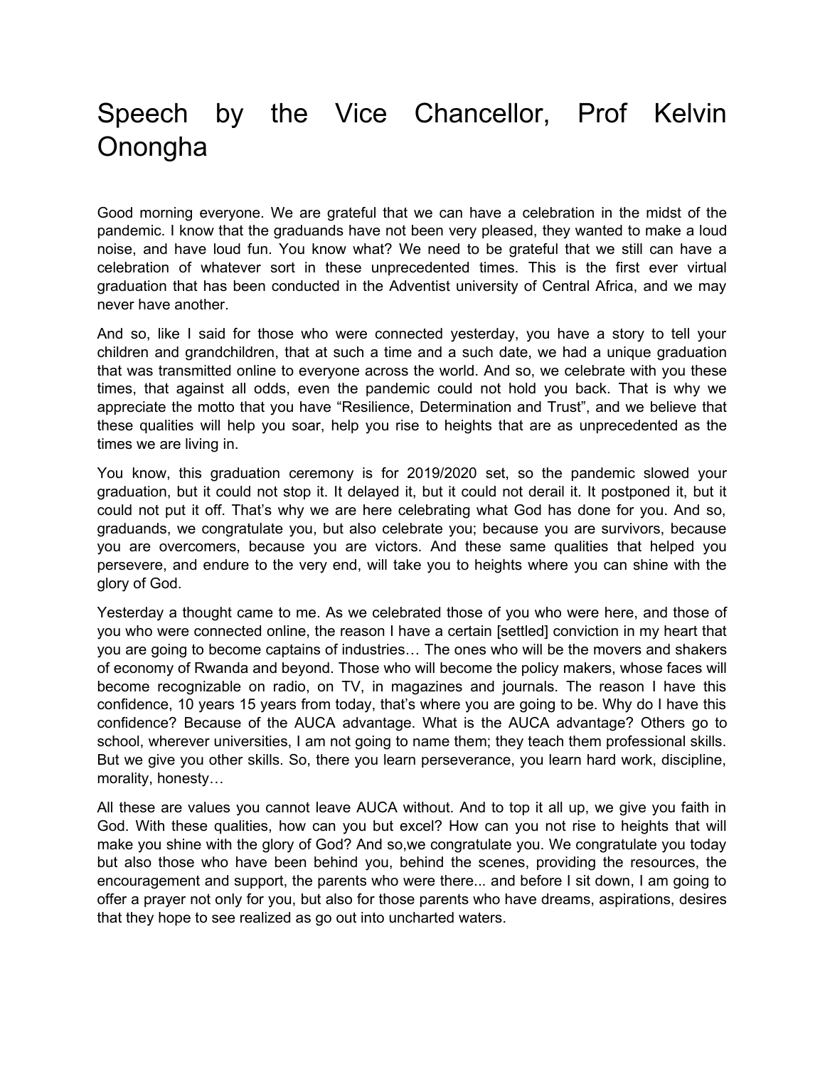# Speech by the Vice Chancellor, Prof Kelvin Onongha

Good morning everyone. We are grateful that we can have a celebration in the midst of the pandemic. I know that the graduands have not been very pleased, they wanted to make a loud noise, and have loud fun. You know what? We need to be grateful that we still can have a celebration of whatever sort in these unprecedented times. This is the first ever virtual graduation that has been conducted in the Adventist university of Central Africa, and we may never have another.

And so, like I said for those who were connected yesterday, you have a story to tell your children and grandchildren, that at such a time and a such date, we had a unique graduation that was transmitted online to everyone across the world. And so, we celebrate with you these times, that against all odds, even the pandemic could not hold you back. That is why we appreciate the motto that you have "Resilience, Determination and Trust", and we believe that these qualities will help you soar, help you rise to heights that are as unprecedented as the times we are living in.

You know, this graduation ceremony is for 2019/2020 set, so the pandemic slowed your graduation, but it could not stop it. It delayed it, but it could not derail it. It postponed it, but it could not put it off. That's why we are here celebrating what God has done for you. And so, graduands, we congratulate you, but also celebrate you; because you are survivors, because you are overcomers, because you are victors. And these same qualities that helped you persevere, and endure to the very end, will take you to heights where you can shine with the glory of God.

Yesterday a thought came to me. As we celebrated those of you who were here, and those of you who were connected online, the reason I have a certain [settled] conviction in my heart that you are going to become captains of industries… The ones who will be the movers and shakers of economy of Rwanda and beyond. Those who will become the policy makers, whose faces will become recognizable on radio, on TV, in magazines and journals. The reason I have this confidence, 10 years 15 years from today, that's where you are going to be. Why do I have this confidence? Because of the AUCA advantage. What is the AUCA advantage? Others go to school, wherever universities, I am not going to name them; they teach them professional skills. But we give you other skills. So, there you learn perseverance, you learn hard work, discipline, morality, honesty…

All these are values you cannot leave AUCA without. And to top it all up, we give you faith in God. With these qualities, how can you but excel? How can you not rise to heights that will make you shine with the glory of God? And so,we congratulate you. We congratulate you today but also those who have been behind you, behind the scenes, providing the resources, the encouragement and support, the parents who were there... and before I sit down, I am going to offer a prayer not only for you, but also for those parents who have dreams, aspirations, desires that they hope to see realized as go out into uncharted waters.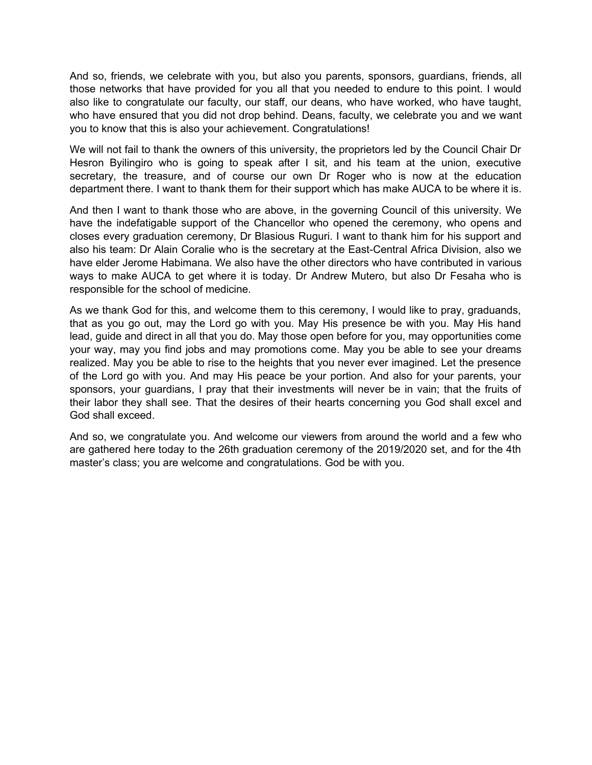And so, friends, we celebrate with you, but also you parents, sponsors, guardians, friends, all those networks that have provided for you all that you needed to endure to this point. I would also like to congratulate our faculty, our staff, our deans, who have worked, who have taught, who have ensured that you did not drop behind. Deans, faculty, we celebrate you and we want you to know that this is also your achievement. Congratulations!

We will not fail to thank the owners of this university, the proprietors led by the Council Chair Dr Hesron Byilingiro who is going to speak after I sit, and his team at the union, executive secretary, the treasure, and of course our own Dr Roger who is now at the education department there. I want to thank them for their support which has make AUCA to be where it is.

And then I want to thank those who are above, in the governing Council of this university. We have the indefatigable support of the Chancellor who opened the ceremony, who opens and closes every graduation ceremony, Dr Blasious Ruguri. I want to thank him for his support and also his team: Dr Alain Coralie who is the secretary at the East-Central Africa Division, also we have elder Jerome Habimana. We also have the other directors who have contributed in various ways to make AUCA to get where it is today. Dr Andrew Mutero, but also Dr Fesaha who is responsible for the school of medicine.

As we thank God for this, and welcome them to this ceremony, I would like to pray, graduands, that as you go out, may the Lord go with you. May His presence be with you. May His hand lead, guide and direct in all that you do. May those open before for you, may opportunities come your way, may you find jobs and may promotions come. May you be able to see your dreams realized. May you be able to rise to the heights that you never ever imagined. Let the presence of the Lord go with you. And may His peace be your portion. And also for your parents, your sponsors, your guardians, I pray that their investments will never be in vain; that the fruits of their labor they shall see. That the desires of their hearts concerning you God shall excel and God shall exceed.

And so, we congratulate you. And welcome our viewers from around the world and a few who are gathered here today to the 26th graduation ceremony of the 2019/2020 set, and for the 4th master's class; you are welcome and congratulations. God be with you.